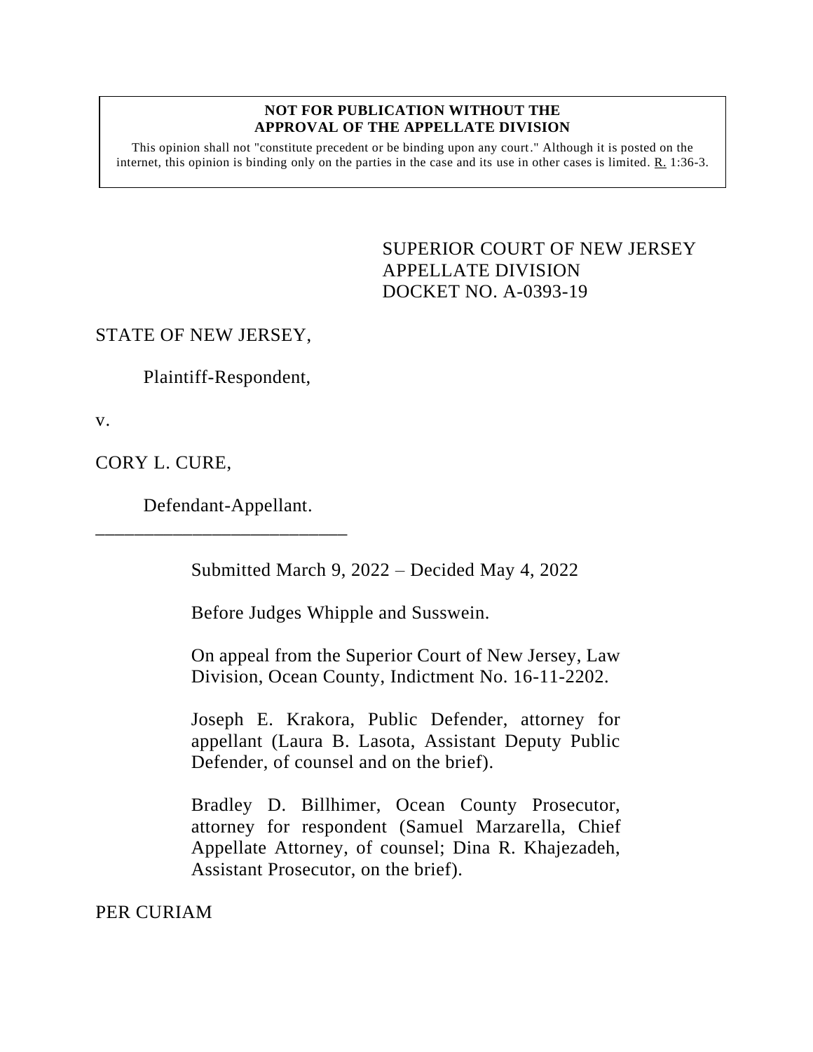**NOT FOR PUBLICATION WITHOUT THE APPROVAL OF THE APPELLATE DIVISION**

This opinion shall not "constitute precedent or be binding upon any court." Although it is posted on the internet, this opinion is binding only on the parties in the case and its use in other cases is limited. R. 1:36-3.

SUPERIOR COURT OF NEW JERSEY
APPELLATE DIVISION
DOCKET NO. A-0393-19

STATE OF NEW JERSEY,

Plaintiff-Respondent,

v.

CORY L. CURE,

Defendant-Appellant.

\_\_\_\_\_\_\_\_\_\_\_\_\_\_\_\_\_\_\_\_\_\_\_\_\_\_\_

Submitted March 9, 2022 – Decided May 4, 2022

Before Judges Whipple and Susswein.

On appeal from the Superior Court of New Jersey, Law Division, Ocean County, Indictment No. 16-11-2202.

Joseph E. Krakora, Public Defender, attorney for appellant (Laura B. Lasota, Assistant Deputy Public Defender, of counsel and on the brief).

Bradley D. Billhimer, Ocean County Prosecutor, attorney for respondent (Samuel Marzarella, Chief Appellate Attorney, of counsel; Dina R. Khajezadeh, Assistant Prosecutor, on the brief).

PER CURIAM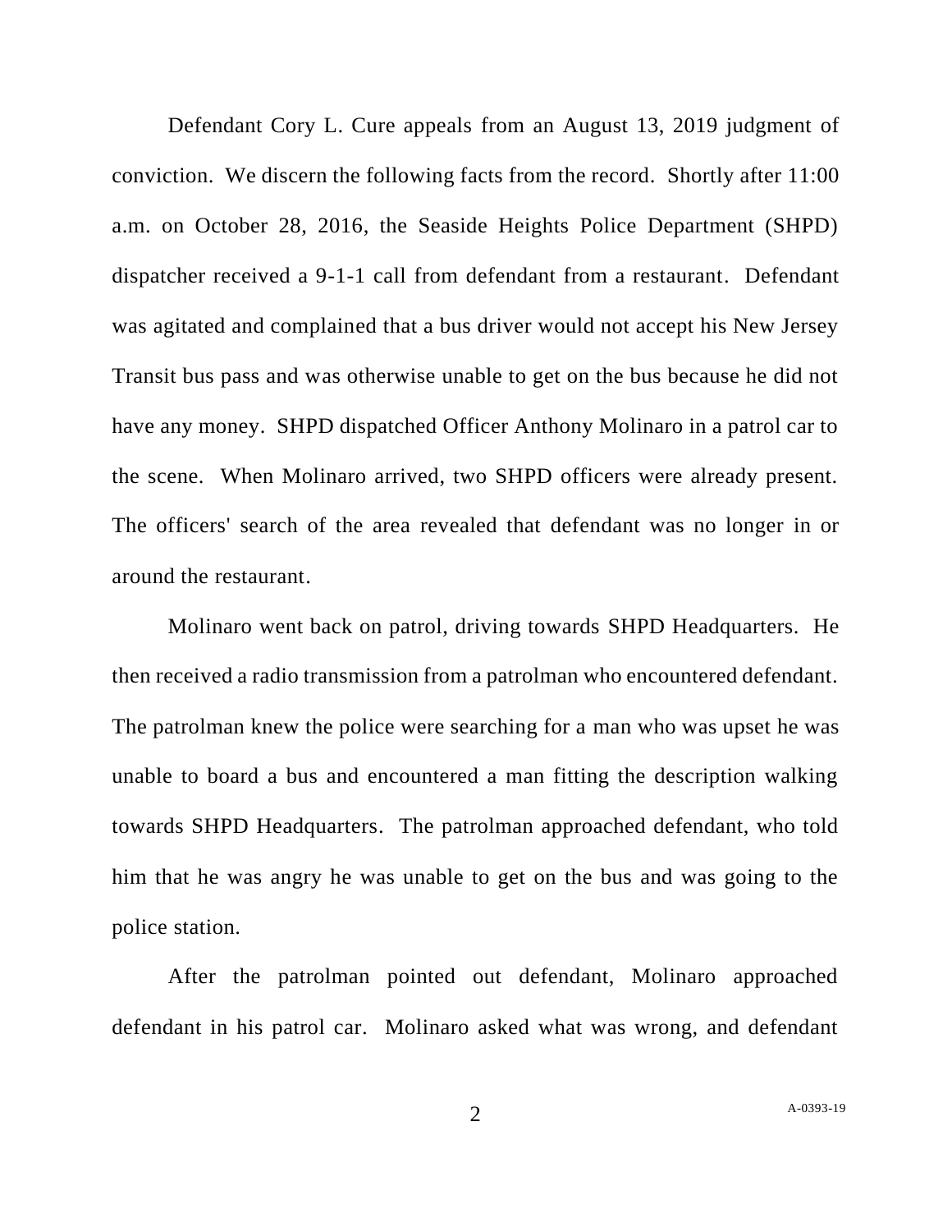Defendant Cory L. Cure appeals from an August 13, 2019 judgment of conviction. We discern the following facts from the record. Shortly after 11:00 a.m. on October 28, 2016, the Seaside Heights Police Department (SHPD) dispatcher received a 9-1-1 call from defendant from a restaurant. Defendant was agitated and complained that a bus driver would not accept his New Jersey Transit bus pass and was otherwise unable to get on the bus because he did not have any money. SHPD dispatched Officer Anthony Molinaro in a patrol car to the scene. When Molinaro arrived, two SHPD officers were already present. The officers' search of the area revealed that defendant was no longer in or around the restaurant.

Molinaro went back on patrol, driving towards SHPD Headquarters. He then received a radio transmission from a patrolman who encountered defendant. The patrolman knew the police were searching for a man who was upset he was unable to board a bus and encountered a man fitting the description walking towards SHPD Headquarters. The patrolman approached defendant, who told him that he was angry he was unable to get on the bus and was going to the police station.

After the patrolman pointed out defendant, Molinaro approached defendant in his patrol car. Molinaro asked what was wrong, and defendant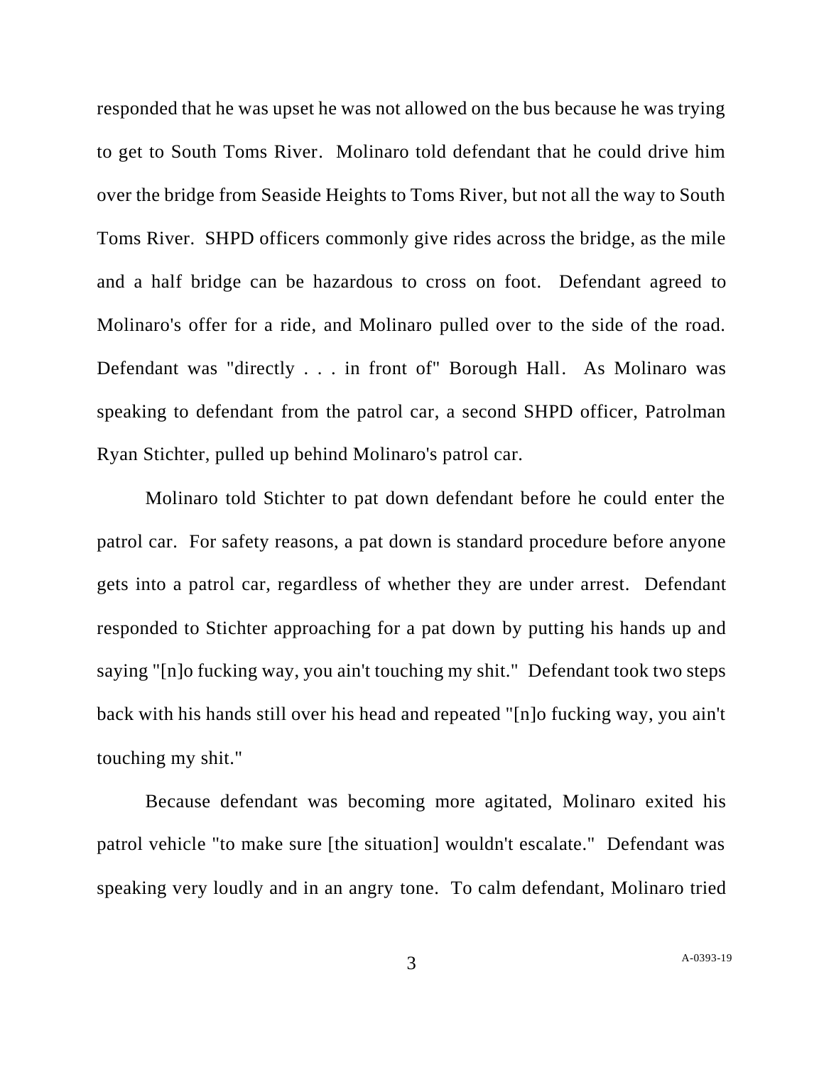responded that he was upset he was not allowed on the bus because he was trying to get to South Toms River. Molinaro told defendant that he could drive him over the bridge from Seaside Heights to Toms River, but not all the way to South Toms River. SHPD officers commonly give rides across the bridge, as the mile and a half bridge can be hazardous to cross on foot. Defendant agreed to Molinaro's offer for a ride, and Molinaro pulled over to the side of the road. Defendant was "directly . . . in front of" Borough Hall. As Molinaro was speaking to defendant from the patrol car, a second SHPD officer, Patrolman Ryan Stichter, pulled up behind Molinaro's patrol car.

Molinaro told Stichter to pat down defendant before he could enter the patrol car. For safety reasons, a pat down is standard procedure before anyone gets into a patrol car, regardless of whether they are under arrest. Defendant responded to Stichter approaching for a pat down by putting his hands up and saying "[n]o fucking way, you ain't touching my shit." Defendant took two steps back with his hands still over his head and repeated "[n]o fucking way, you ain't touching my shit."

Because defendant was becoming more agitated, Molinaro exited his patrol vehicle "to make sure [the situation] wouldn't escalate." Defendant was speaking very loudly and in an angry tone. To calm defendant, Molinaro tried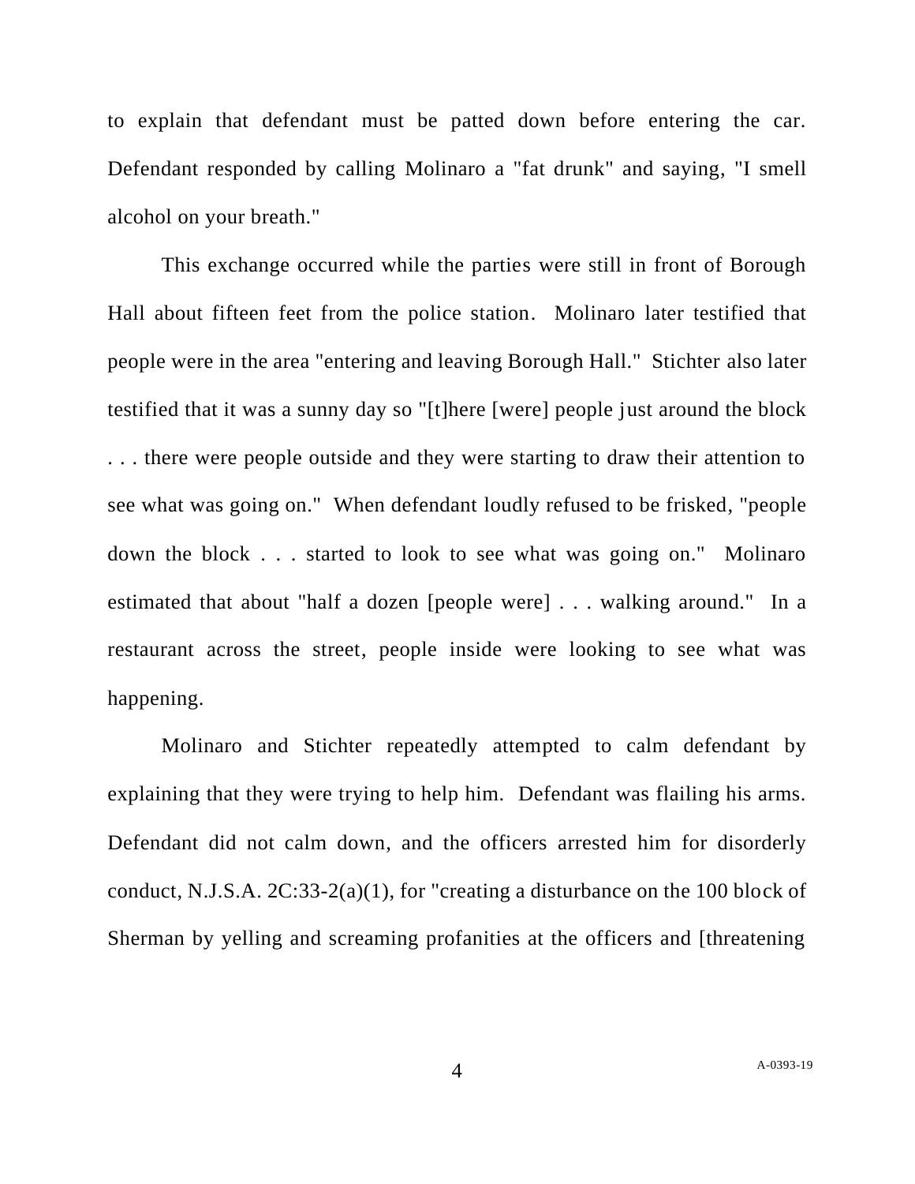to explain that defendant must be patted down before entering the car. Defendant responded by calling Molinaro a "fat drunk" and saying, "I smell alcohol on your breath."

This exchange occurred while the parties were still in front of Borough Hall about fifteen feet from the police station. Molinaro later testified that people were in the area "entering and leaving Borough Hall." Stichter also later testified that it was a sunny day so "[t]here [were] people just around the block . . . there were people outside and they were starting to draw their attention to see what was going on." When defendant loudly refused to be frisked, "people down the block . . . started to look to see what was going on." Molinaro estimated that about "half a dozen [people were] . . . walking around." In a restaurant across the street, people inside were looking to see what was happening.

Molinaro and Stichter repeatedly attempted to calm defendant by explaining that they were trying to help him. Defendant was flailing his arms. Defendant did not calm down, and the officers arrested him for disorderly conduct, N.J.S.A. 2C:33-2(a)(1), for "creating a disturbance on the 100 block of Sherman by yelling and screaming profanities at the officers and [threatening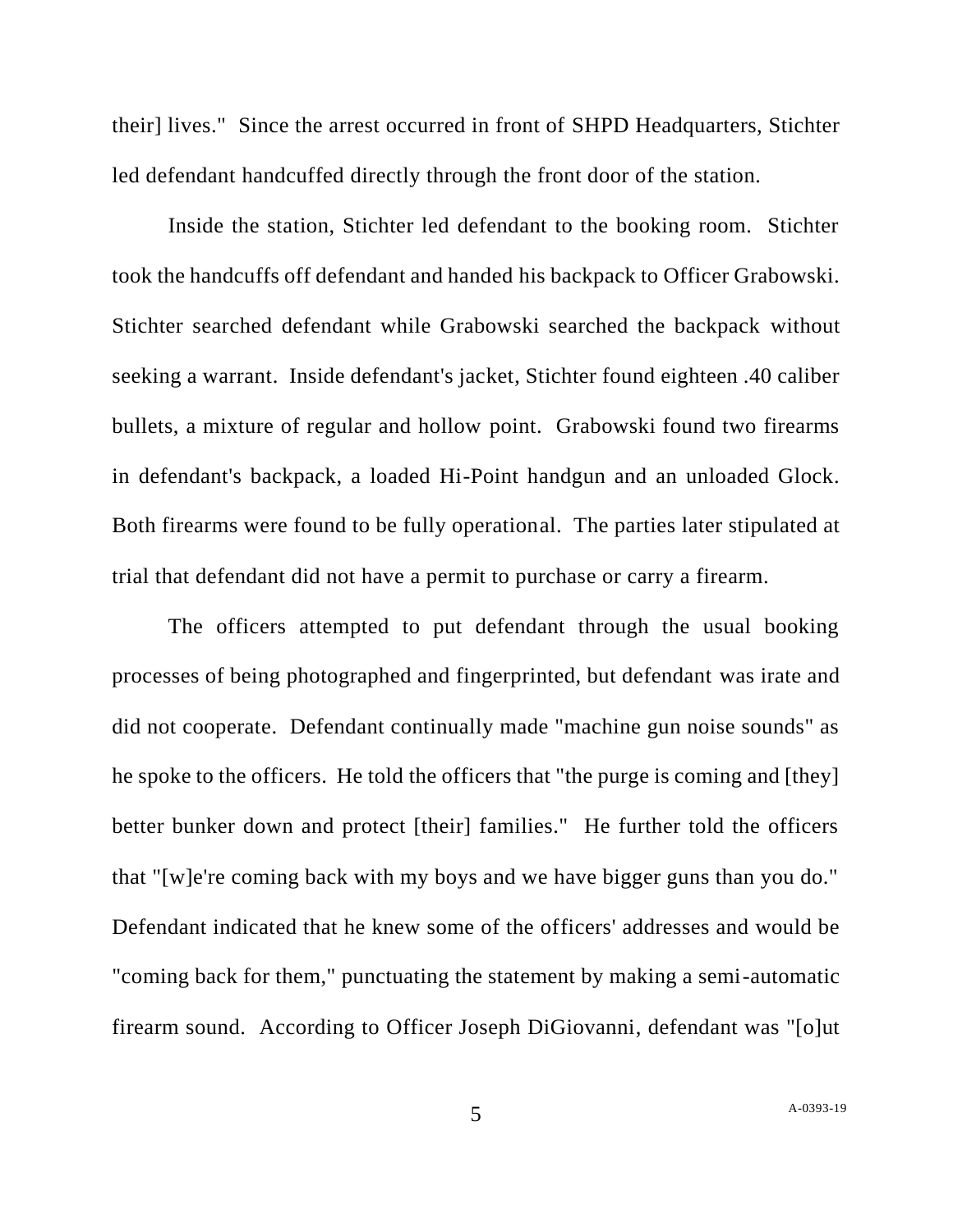their] lives." Since the arrest occurred in front of SHPD Headquarters, Stichter led defendant handcuffed directly through the front door of the station.

Inside the station, Stichter led defendant to the booking room. Stichter took the handcuffs off defendant and handed his backpack to Officer Grabowski. Stichter searched defendant while Grabowski searched the backpack without seeking a warrant. Inside defendant's jacket, Stichter found eighteen .40 caliber bullets, a mixture of regular and hollow point. Grabowski found two firearms in defendant's backpack, a loaded Hi-Point handgun and an unloaded Glock. Both firearms were found to be fully operational. The parties later stipulated at trial that defendant did not have a permit to purchase or carry a firearm.

The officers attempted to put defendant through the usual booking processes of being photographed and fingerprinted, but defendant was irate and did not cooperate. Defendant continually made "machine gun noise sounds" as he spoke to the officers. He told the officers that "the purge is coming and [they] better bunker down and protect [their] families." He further told the officers that "[w]e're coming back with my boys and we have bigger guns than you do." Defendant indicated that he knew some of the officers' addresses and would be "coming back for them," punctuating the statement by making a semi-automatic firearm sound. According to Officer Joseph DiGiovanni, defendant was "[o]ut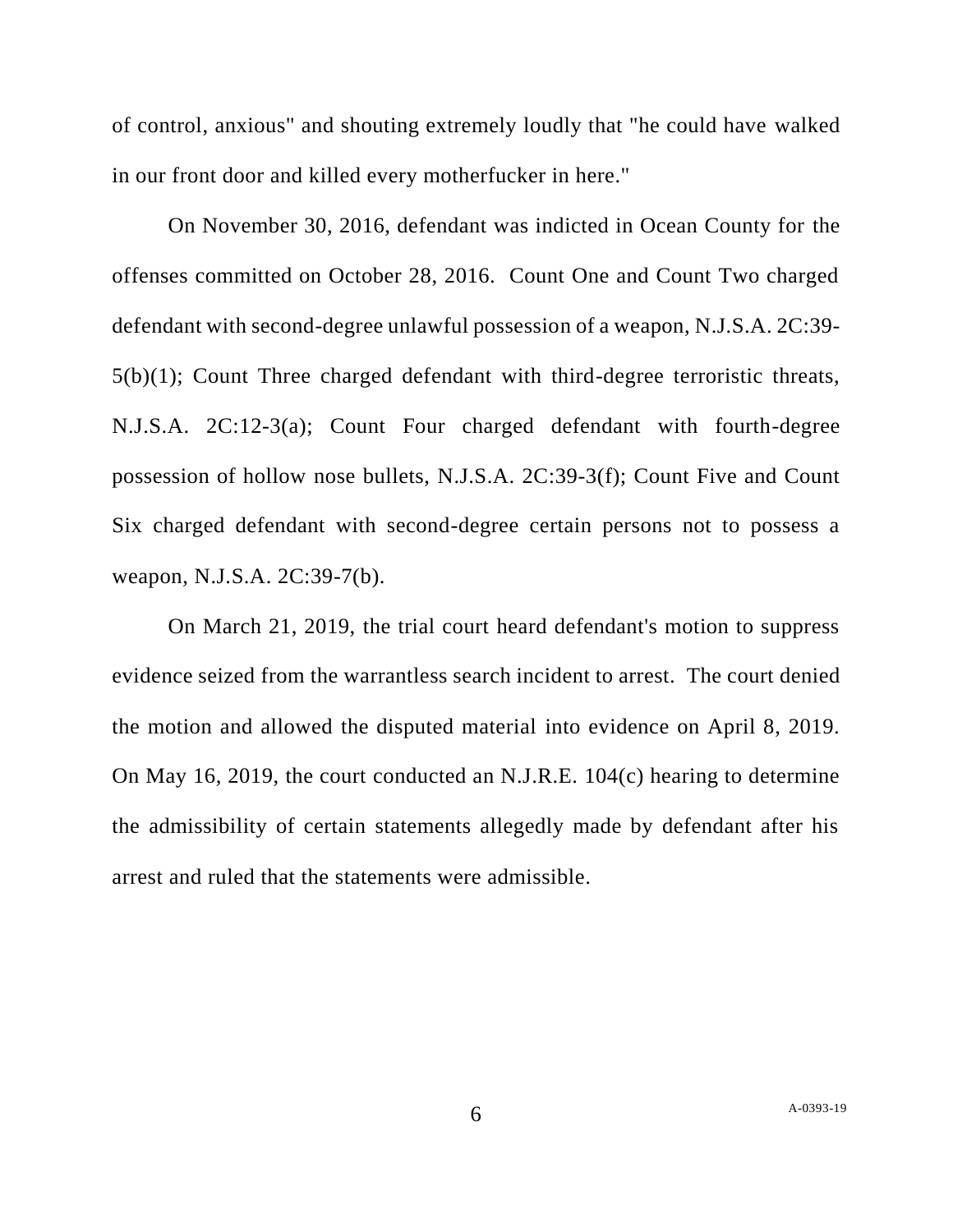of control, anxious" and shouting extremely loudly that "he could have walked in our front door and killed every motherfucker in here."

On November 30, 2016, defendant was indicted in Ocean County for the offenses committed on October 28, 2016. Count One and Count Two charged defendant with second-degree unlawful possession of a weapon, N.J.S.A. 2C:39-5(b)(1); Count Three charged defendant with third-degree terroristic threats, N.J.S.A. 2C:12-3(a); Count Four charged defendant with fourth-degree possession of hollow nose bullets, N.J.S.A. 2C:39-3(f); Count Five and Count Six charged defendant with second-degree certain persons not to possess a weapon, N.J.S.A. 2C:39-7(b).

On March 21, 2019, the trial court heard defendant's motion to suppress evidence seized from the warrantless search incident to arrest. The court denied the motion and allowed the disputed material into evidence on April 8, 2019. On May 16, 2019, the court conducted an N.J.R.E. 104(c) hearing to determine the admissibility of certain statements allegedly made by defendant after his arrest and ruled that the statements were admissible.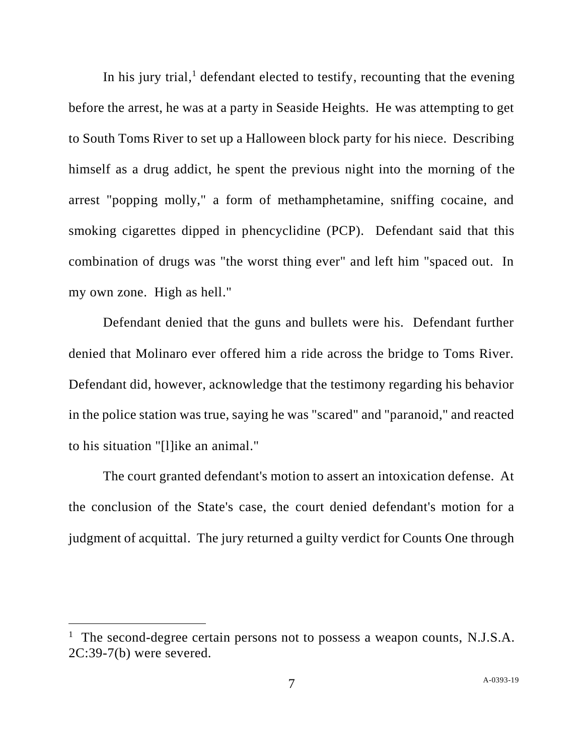In his jury trial,[1] defendant elected to testify, recounting that the evening before the arrest, he was at a party in Seaside Heights. He was attempting to get to South Toms River to set up a Halloween block party for his niece. Describing himself as a drug addict, he spent the previous night into the morning of the arrest "popping molly," a form of methamphetamine, sniffing cocaine, and smoking cigarettes dipped in phencyclidine (PCP). Defendant said that this combination of drugs was "the worst thing ever" and left him "spaced out. In my own zone. High as hell."

Defendant denied that the guns and bullets were his. Defendant further denied that Molinaro ever offered him a ride across the bridge to Toms River. Defendant did, however, acknowledge that the testimony regarding his behavior in the police station was true, saying he was "scared" and "paranoid," and reacted to his situation "[l]ike an animal."

The court granted defendant's motion to assert an intoxication defense. At the conclusion of the State's case, the court denied defendant's motion for a judgment of acquittal. The jury returned a guilty verdict for Counts One through

---

[1] The second-degree certain persons not to possess a weapon counts, N.J.S.A. 2C:39-7(b) were severed.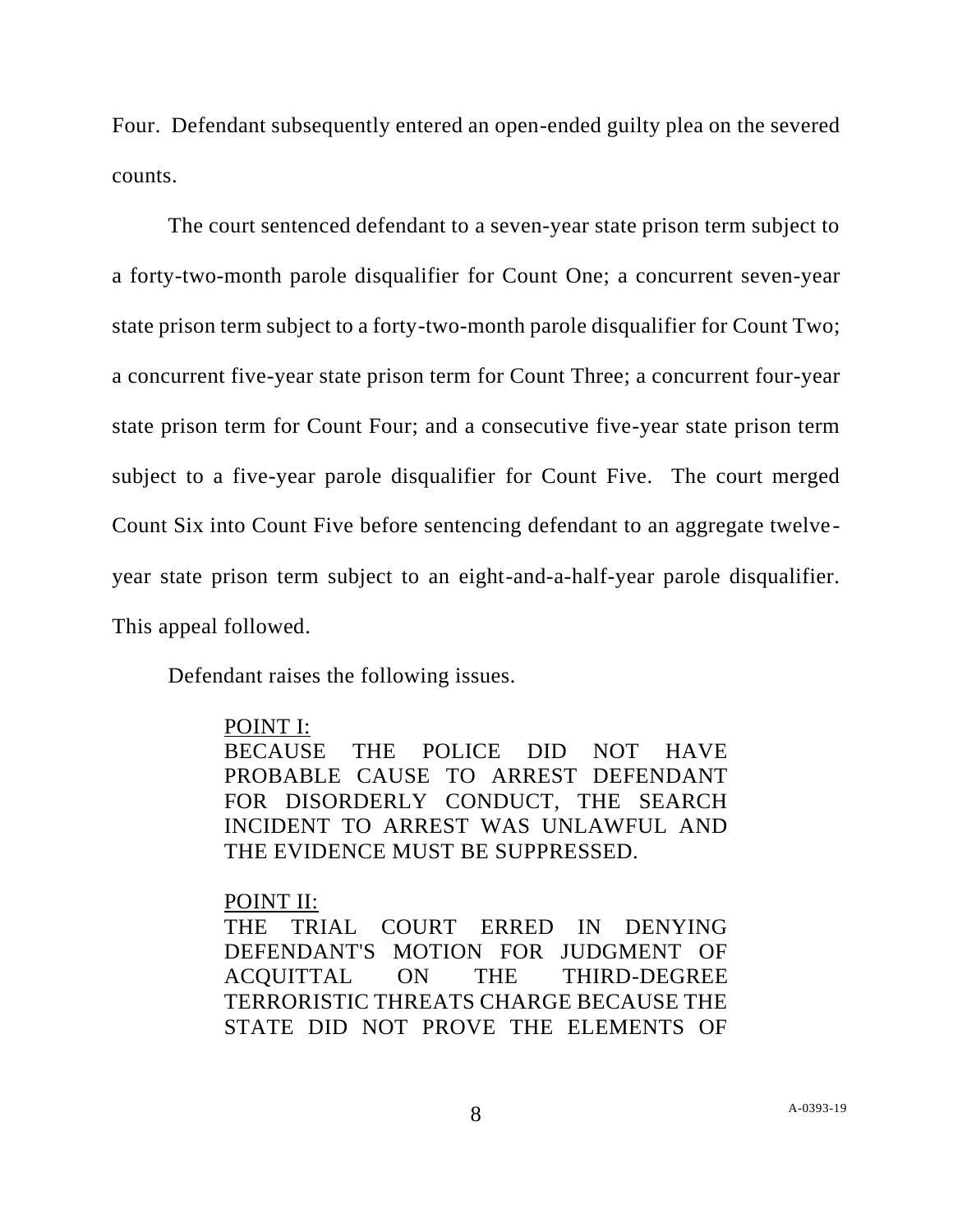Four. Defendant subsequently entered an open-ended guilty plea on the severed counts.

The court sentenced defendant to a seven-year state prison term subject to a forty-two-month parole disqualifier for Count One; a concurrent seven-year state prison term subject to a forty-two-month parole disqualifier for Count Two; a concurrent five-year state prison term for Count Three; a concurrent four-year state prison term for Count Four; and a consecutive five-year state prison term subject to a five-year parole disqualifier for Count Five. The court merged Count Six into Count Five before sentencing defendant to an aggregate twelve-year state prison term subject to an eight-and-a-half-year parole disqualifier. This appeal followed.

Defendant raises the following issues.

> POINT I:
> BECAUSE THE POLICE DID NOT HAVE PROBABLE CAUSE TO ARREST DEFENDANT FOR DISORDERLY CONDUCT, THE SEARCH INCIDENT TO ARREST WAS UNLAWFUL AND THE EVIDENCE MUST BE SUPPRESSED.
>
> POINT II:
> THE TRIAL COURT ERRED IN DENYING DEFENDANT'S MOTION FOR JUDGMENT OF ACQUITTAL ON THE THIRD-DEGREE TERRORISTIC THREATS CHARGE BECAUSE THE STATE DID NOT PROVE THE ELEMENTS OF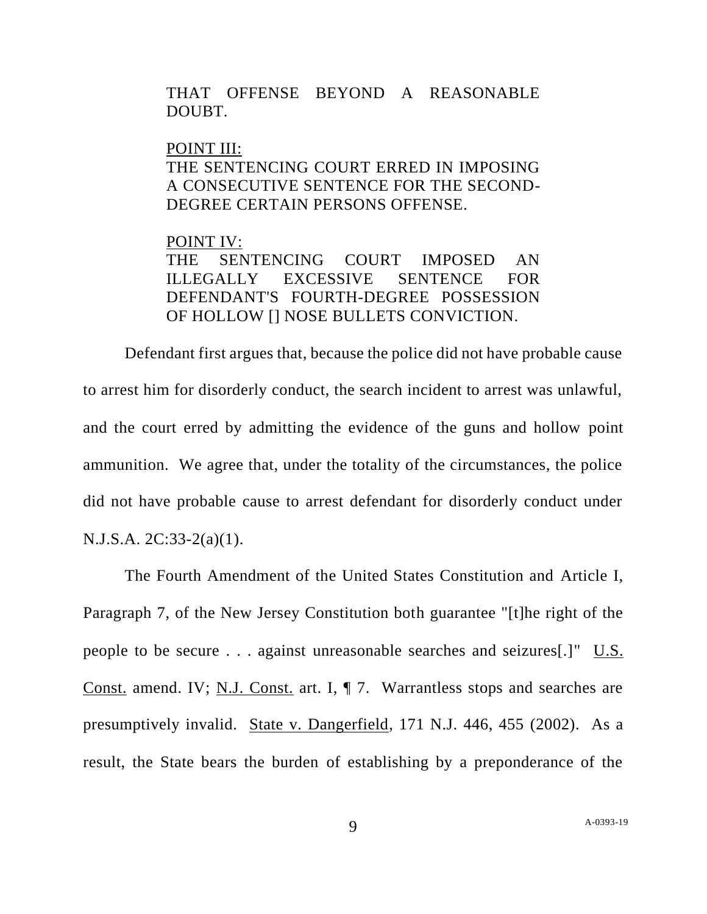THAT OFFENSE BEYOND A REASONABLE DOUBT.

<u>POINT III:</u>
THE SENTENCING COURT ERRED IN IMPOSING A CONSECUTIVE SENTENCE FOR THE SECOND-DEGREE CERTAIN PERSONS OFFENSE.

<u>POINT IV:</u>
THE SENTENCING COURT IMPOSED AN ILLEGALLY EXCESSIVE SENTENCE FOR DEFENDANT'S FOURTH-DEGREE POSSESSION OF HOLLOW [] NOSE BULLETS CONVICTION.

Defendant first argues that, because the police did not have probable cause to arrest him for disorderly conduct, the search incident to arrest was unlawful, and the court erred by admitting the evidence of the guns and hollow point ammunition. We agree that, under the totality of the circumstances, the police did not have probable cause to arrest defendant for disorderly conduct under N.J.S.A. 2C:33-2(a)(1).

The Fourth Amendment of the United States Constitution and Article I, Paragraph 7, of the New Jersey Constitution both guarantee "[t]he right of the people to be secure . . . against unreasonable searches and seizures[.]" <u>U.S. Const.</u> amend. IV; <u>N.J. Const.</u> art. I, ¶ 7. Warrantless stops and searches are presumptively invalid. <u>State v. Dangerfield</u>, 171 N.J. 446, 455 (2002). As a result, the State bears the burden of establishing by a preponderance of the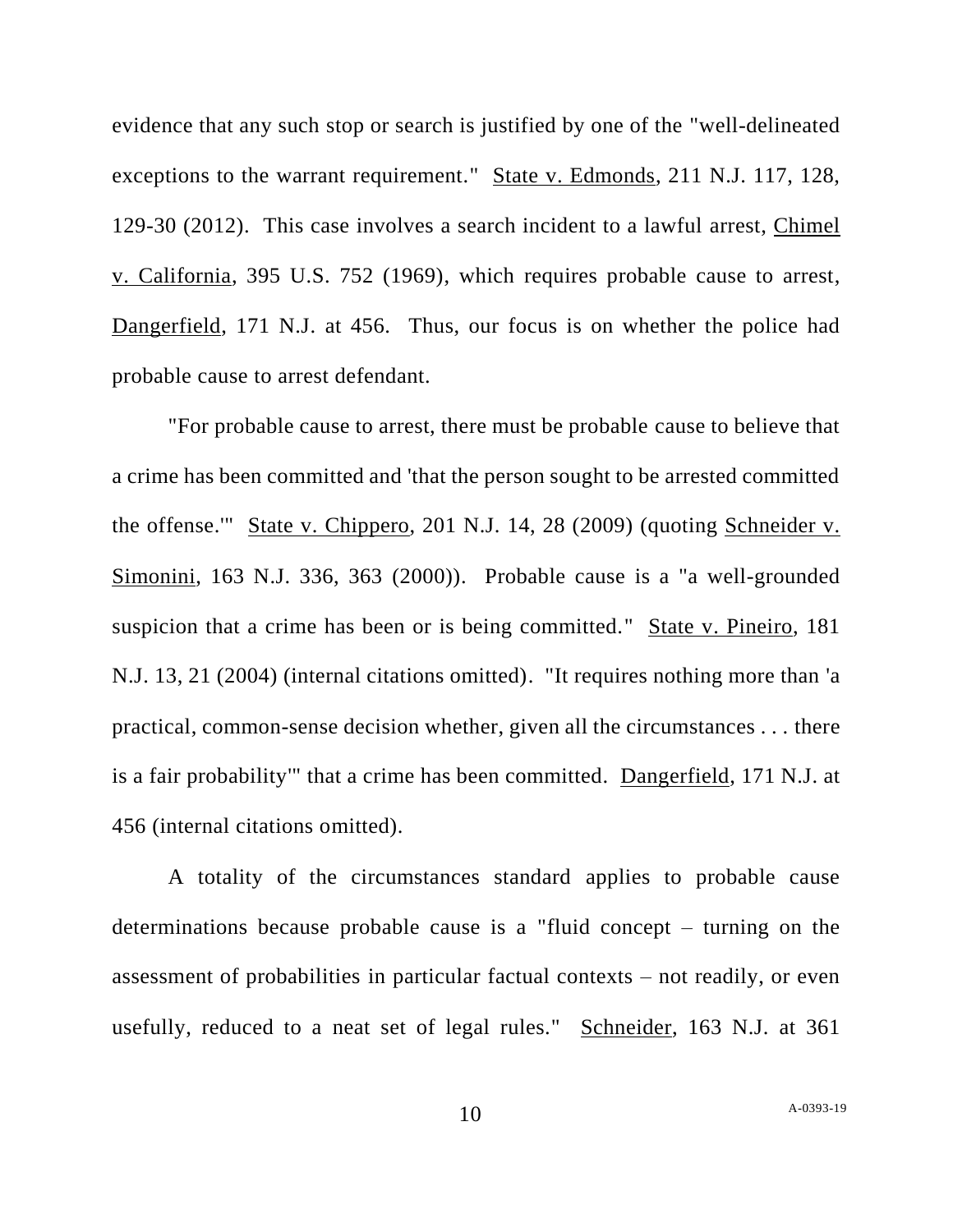evidence that any such stop or search is justified by one of the "well-delineated exceptions to the warrant requirement." State v. Edmonds, 211 N.J. 117, 128, 129-30 (2012). This case involves a search incident to a lawful arrest, Chimel v. California, 395 U.S. 752 (1969), which requires probable cause to arrest, Dangerfield, 171 N.J. at 456. Thus, our focus is on whether the police had probable cause to arrest defendant.

"For probable cause to arrest, there must be probable cause to believe that a crime has been committed and 'that the person sought to be arrested committed the offense.'" State v. Chippero, 201 N.J. 14, 28 (2009) (quoting Schneider v. Simonini, 163 N.J. 336, 363 (2000)). Probable cause is a "a well-grounded suspicion that a crime has been or is being committed." State v. Pineiro, 181 N.J. 13, 21 (2004) (internal citations omitted). "It requires nothing more than 'a practical, common-sense decision whether, given all the circumstances . . . there is a fair probability'" that a crime has been committed. Dangerfield, 171 N.J. at 456 (internal citations omitted).

A totality of the circumstances standard applies to probable cause determinations because probable cause is a "fluid concept – turning on the assessment of probabilities in particular factual contexts – not readily, or even usefully, reduced to a neat set of legal rules." Schneider, 163 N.J. at 361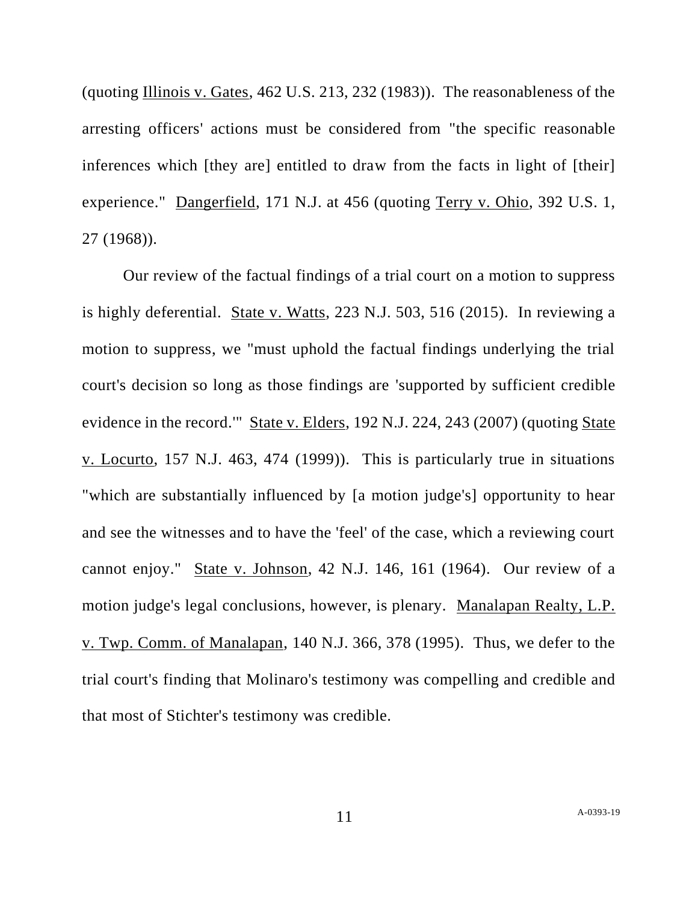(quoting Illinois v. Gates, 462 U.S. 213, 232 (1983)). The reasonableness of the arresting officers' actions must be considered from "the specific reasonable inferences which [they are] entitled to draw from the facts in light of [their] experience." Dangerfield, 171 N.J. at 456 (quoting Terry v. Ohio, 392 U.S. 1, 27 (1968)).

Our review of the factual findings of a trial court on a motion to suppress is highly deferential. State v. Watts, 223 N.J. 503, 516 (2015). In reviewing a motion to suppress, we "must uphold the factual findings underlying the trial court's decision so long as those findings are 'supported by sufficient credible evidence in the record.'" State v. Elders, 192 N.J. 224, 243 (2007) (quoting State v. Locurto, 157 N.J. 463, 474 (1999)). This is particularly true in situations "which are substantially influenced by [a motion judge's] opportunity to hear and see the witnesses and to have the 'feel' of the case, which a reviewing court cannot enjoy." State v. Johnson, 42 N.J. 146, 161 (1964). Our review of a motion judge's legal conclusions, however, is plenary. Manalapan Realty, L.P. v. Twp. Comm. of Manalapan, 140 N.J. 366, 378 (1995). Thus, we defer to the trial court's finding that Molinaro's testimony was compelling and credible and that most of Stichter's testimony was credible.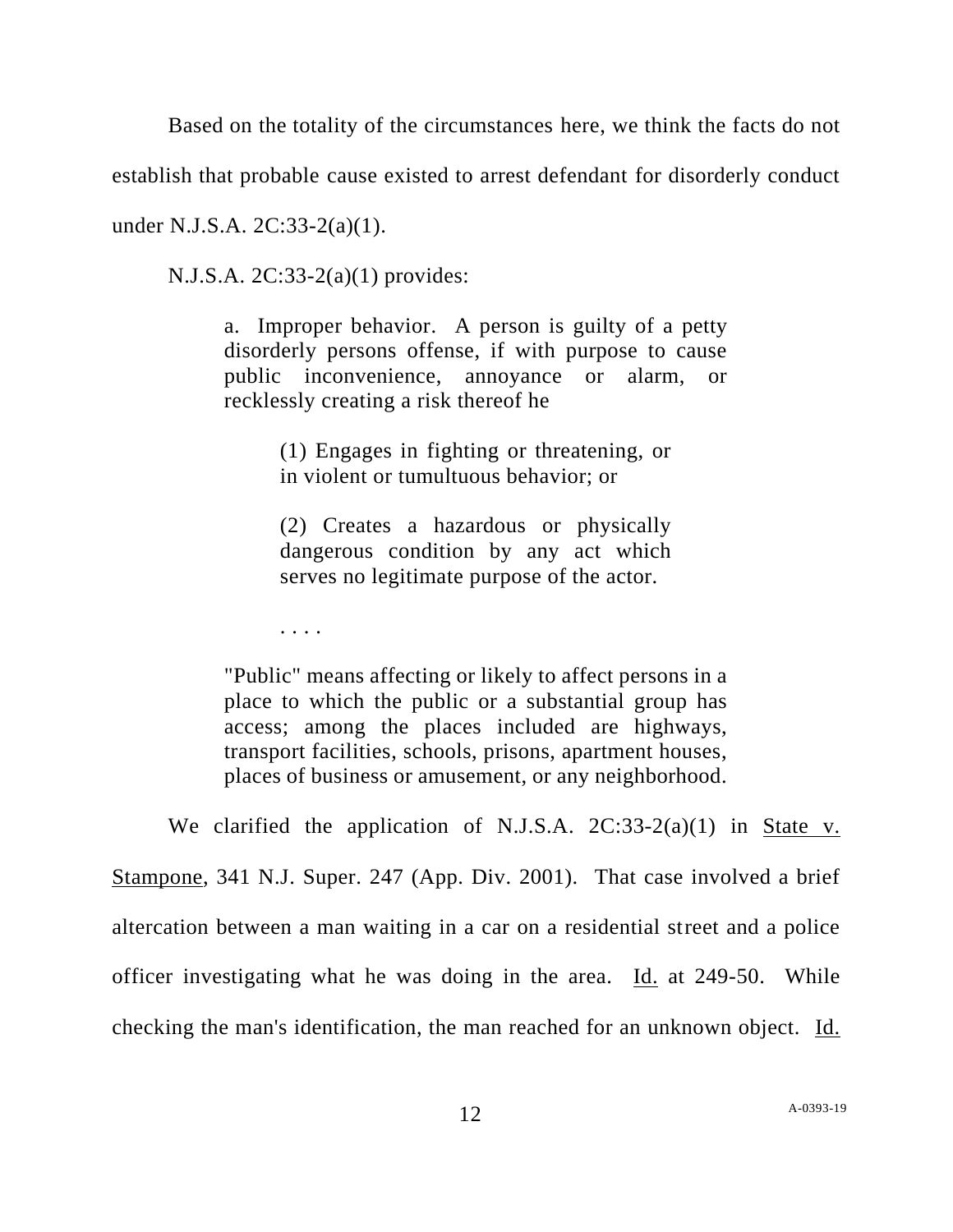Based on the totality of the circumstances here, we think the facts do not establish that probable cause existed to arrest defendant for disorderly conduct under N.J.S.A. 2C:33-2(a)(1).

N.J.S.A. 2C:33-2(a)(1) provides:

> a. Improper behavior. A person is guilty of a petty disorderly persons offense, if with purpose to cause public inconvenience, annoyance or alarm, or recklessly creating a risk thereof he
>
> > (1) Engages in fighting or threatening, or in violent or tumultuous behavior; or
> >
> > (2) Creates a hazardous or physically dangerous condition by any act which serves no legitimate purpose of the actor.
> >
> > . . . .
>
> "Public" means affecting or likely to affect persons in a place to which the public or a substantial group has access; among the places included are highways, transport facilities, schools, prisons, apartment houses, places of business or amusement, or any neighborhood.

We clarified the application of N.J.S.A. 2C:33-2(a)(1) in State v. Stampone, 341 N.J. Super. 247 (App. Div. 2001). That case involved a brief altercation between a man waiting in a car on a residential street and a police officer investigating what he was doing in the area. Id. at 249-50. While checking the man's identification, the man reached for an unknown object. Id.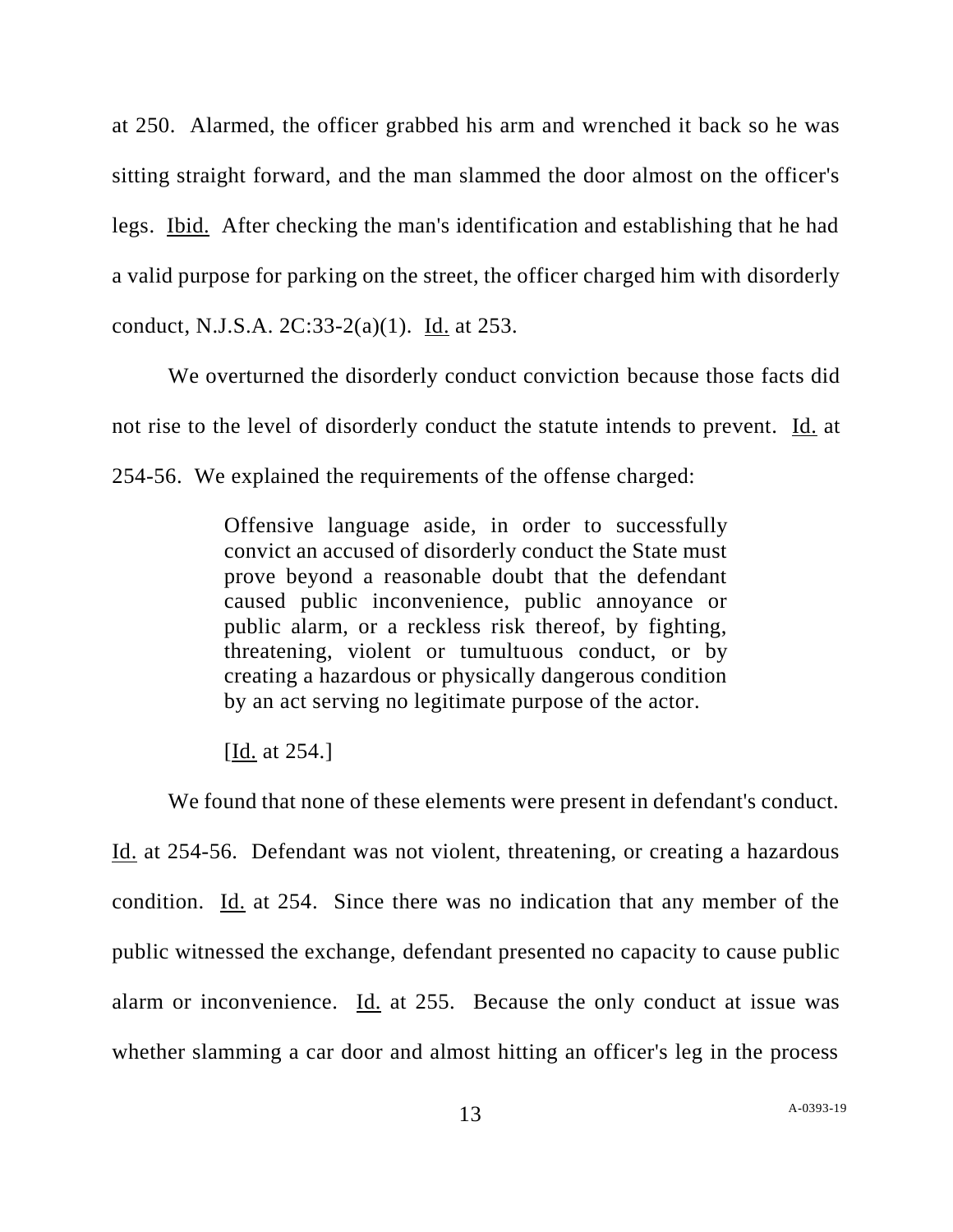at 250. Alarmed, the officer grabbed his arm and wrenched it back so he was sitting straight forward, and the man slammed the door almost on the officer's legs. Ibid. After checking the man's identification and establishing that he had a valid purpose for parking on the street, the officer charged him with disorderly conduct, N.J.S.A. 2C:33-2(a)(1). Id. at 253.

We overturned the disorderly conduct conviction because those facts did not rise to the level of disorderly conduct the statute intends to prevent. Id. at 254-56. We explained the requirements of the offense charged:

> Offensive language aside, in order to successfully convict an accused of disorderly conduct the State must prove beyond a reasonable doubt that the defendant caused public inconvenience, public annoyance or public alarm, or a reckless risk thereof, by fighting, threatening, violent or tumultuous conduct, or by creating a hazardous or physically dangerous condition by an act serving no legitimate purpose of the actor.
>
> [Id. at 254.]

We found that none of these elements were present in defendant's conduct. Id. at 254-56. Defendant was not violent, threatening, or creating a hazardous condition. Id. at 254. Since there was no indication that any member of the public witnessed the exchange, defendant presented no capacity to cause public alarm or inconvenience. Id. at 255. Because the only conduct at issue was whether slamming a car door and almost hitting an officer's leg in the process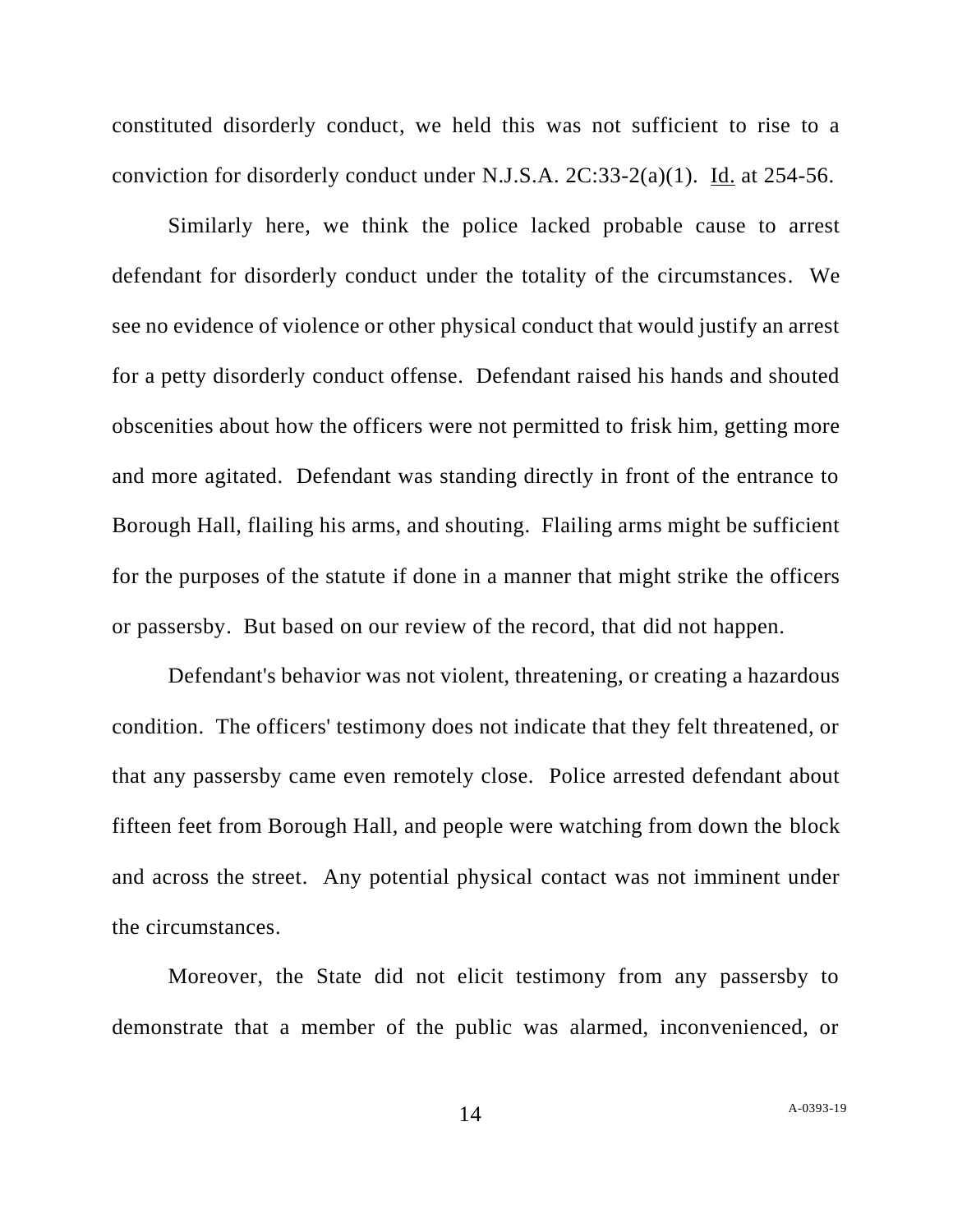constituted disorderly conduct, we held this was not sufficient to rise to a conviction for disorderly conduct under N.J.S.A. 2C:33-2(a)(1). Id. at 254-56.

Similarly here, we think the police lacked probable cause to arrest defendant for disorderly conduct under the totality of the circumstances. We see no evidence of violence or other physical conduct that would justify an arrest for a petty disorderly conduct offense. Defendant raised his hands and shouted obscenities about how the officers were not permitted to frisk him, getting more and more agitated. Defendant was standing directly in front of the entrance to Borough Hall, flailing his arms, and shouting. Flailing arms might be sufficient for the purposes of the statute if done in a manner that might strike the officers or passersby. But based on our review of the record, that did not happen.

Defendant's behavior was not violent, threatening, or creating a hazardous condition. The officers' testimony does not indicate that they felt threatened, or that any passersby came even remotely close. Police arrested defendant about fifteen feet from Borough Hall, and people were watching from down the block and across the street. Any potential physical contact was not imminent under the circumstances.

Moreover, the State did not elicit testimony from any passersby to demonstrate that a member of the public was alarmed, inconvenienced, or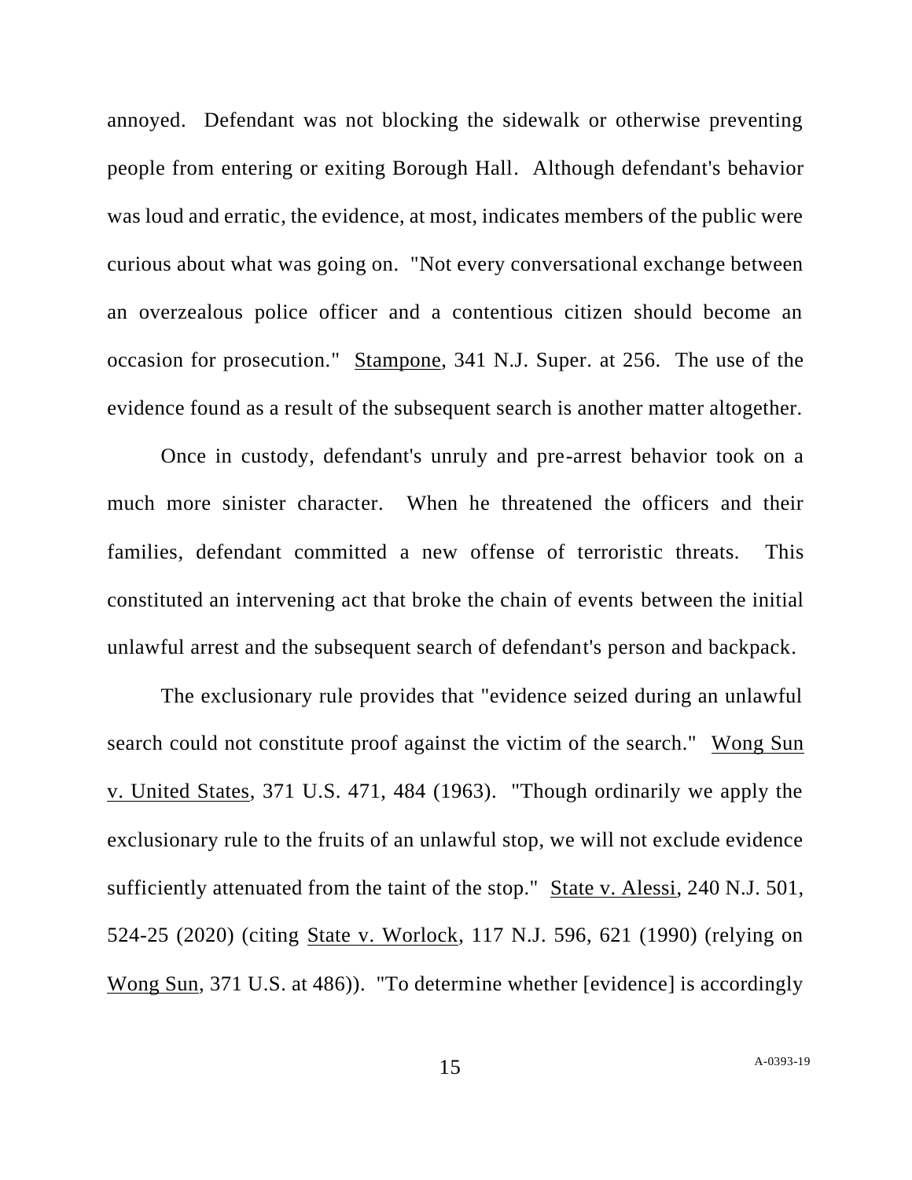annoyed. Defendant was not blocking the sidewalk or otherwise preventing people from entering or exiting Borough Hall. Although defendant's behavior was loud and erratic, the evidence, at most, indicates members of the public were curious about what was going on. "Not every conversational exchange between an overzealous police officer and a contentious citizen should become an occasion for prosecution." Stampone, 341 N.J. Super. at 256. The use of the evidence found as a result of the subsequent search is another matter altogether.

Once in custody, defendant's unruly and pre-arrest behavior took on a much more sinister character. When he threatened the officers and their families, defendant committed a new offense of terroristic threats. This constituted an intervening act that broke the chain of events between the initial unlawful arrest and the subsequent search of defendant's person and backpack.

The exclusionary rule provides that "evidence seized during an unlawful search could not constitute proof against the victim of the search." Wong Sun v. United States, 371 U.S. 471, 484 (1963). "Though ordinarily we apply the exclusionary rule to the fruits of an unlawful stop, we will not exclude evidence sufficiently attenuated from the taint of the stop." State v. Alessi, 240 N.J. 501, 524-25 (2020) (citing State v. Worlock, 117 N.J. 596, 621 (1990) (relying on Wong Sun, 371 U.S. at 486)). "To determine whether [evidence] is accordingly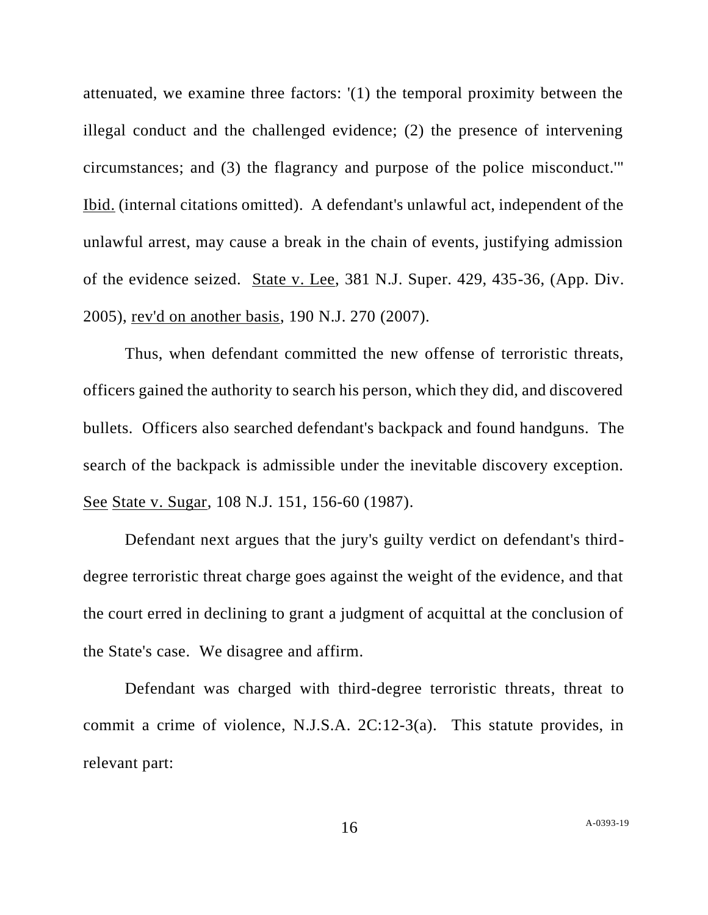attenuated, we examine three factors: '(1) the temporal proximity between the illegal conduct and the challenged evidence; (2) the presence of intervening circumstances; and (3) the flagrancy and purpose of the police misconduct.'" Ibid. (internal citations omitted). A defendant's unlawful act, independent of the unlawful arrest, may cause a break in the chain of events, justifying admission of the evidence seized. State v. Lee, 381 N.J. Super. 429, 435-36, (App. Div. 2005), rev'd on another basis, 190 N.J. 270 (2007).

Thus, when defendant committed the new offense of terroristic threats, officers gained the authority to search his person, which they did, and discovered bullets. Officers also searched defendant's backpack and found handguns. The search of the backpack is admissible under the inevitable discovery exception. See State v. Sugar, 108 N.J. 151, 156-60 (1987).

Defendant next argues that the jury's guilty verdict on defendant's third-degree terroristic threat charge goes against the weight of the evidence, and that the court erred in declining to grant a judgment of acquittal at the conclusion of the State's case. We disagree and affirm.

Defendant was charged with third-degree terroristic threats, threat to commit a crime of violence, N.J.S.A. 2C:12-3(a). This statute provides, in relevant part: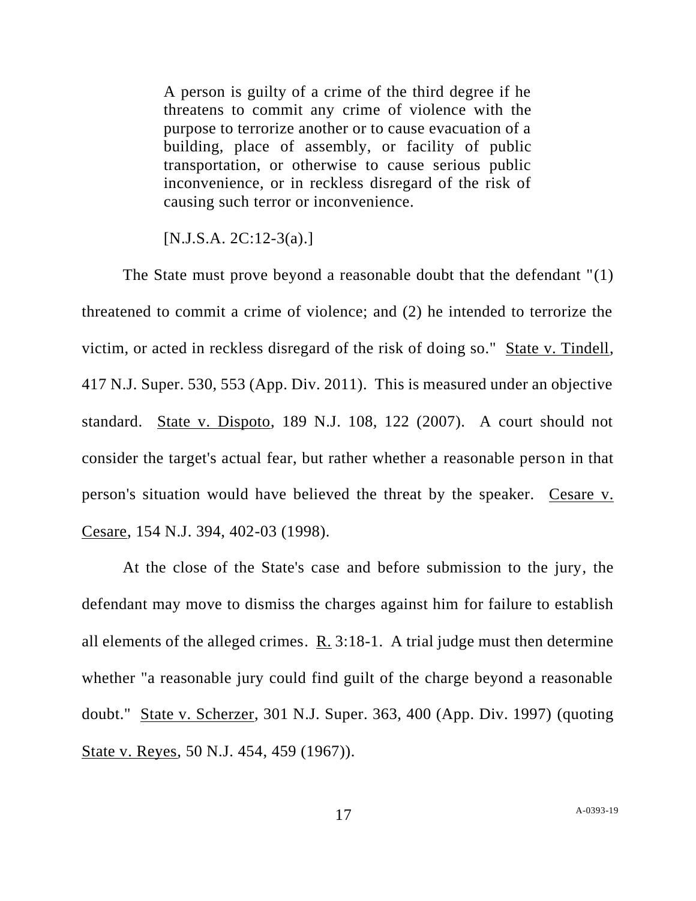> A person is guilty of a crime of the third degree if he threatens to commit any crime of violence with the purpose to terrorize another or to cause evacuation of a building, place of assembly, or facility of public transportation, or otherwise to cause serious public inconvenience, or in reckless disregard of the risk of causing such terror or inconvenience.
>
> [N.J.S.A. 2C:12-3(a).]

The State must prove beyond a reasonable doubt that the defendant "(1) threatened to commit a crime of violence; and (2) he intended to terrorize the victim, or acted in reckless disregard of the risk of doing so." State v. Tindell, 417 N.J. Super. 530, 553 (App. Div. 2011). This is measured under an objective standard. State v. Dispoto, 189 N.J. 108, 122 (2007). A court should not consider the target's actual fear, but rather whether a reasonable person in that person's situation would have believed the threat by the speaker. Cesare v. Cesare, 154 N.J. 394, 402-03 (1998).

At the close of the State's case and before submission to the jury, the defendant may move to dismiss the charges against him for failure to establish all elements of the alleged crimes. R. 3:18-1. A trial judge must then determine whether "a reasonable jury could find guilt of the charge beyond a reasonable doubt." State v. Scherzer, 301 N.J. Super. 363, 400 (App. Div. 1997) (quoting State v. Reyes, 50 N.J. 454, 459 (1967)).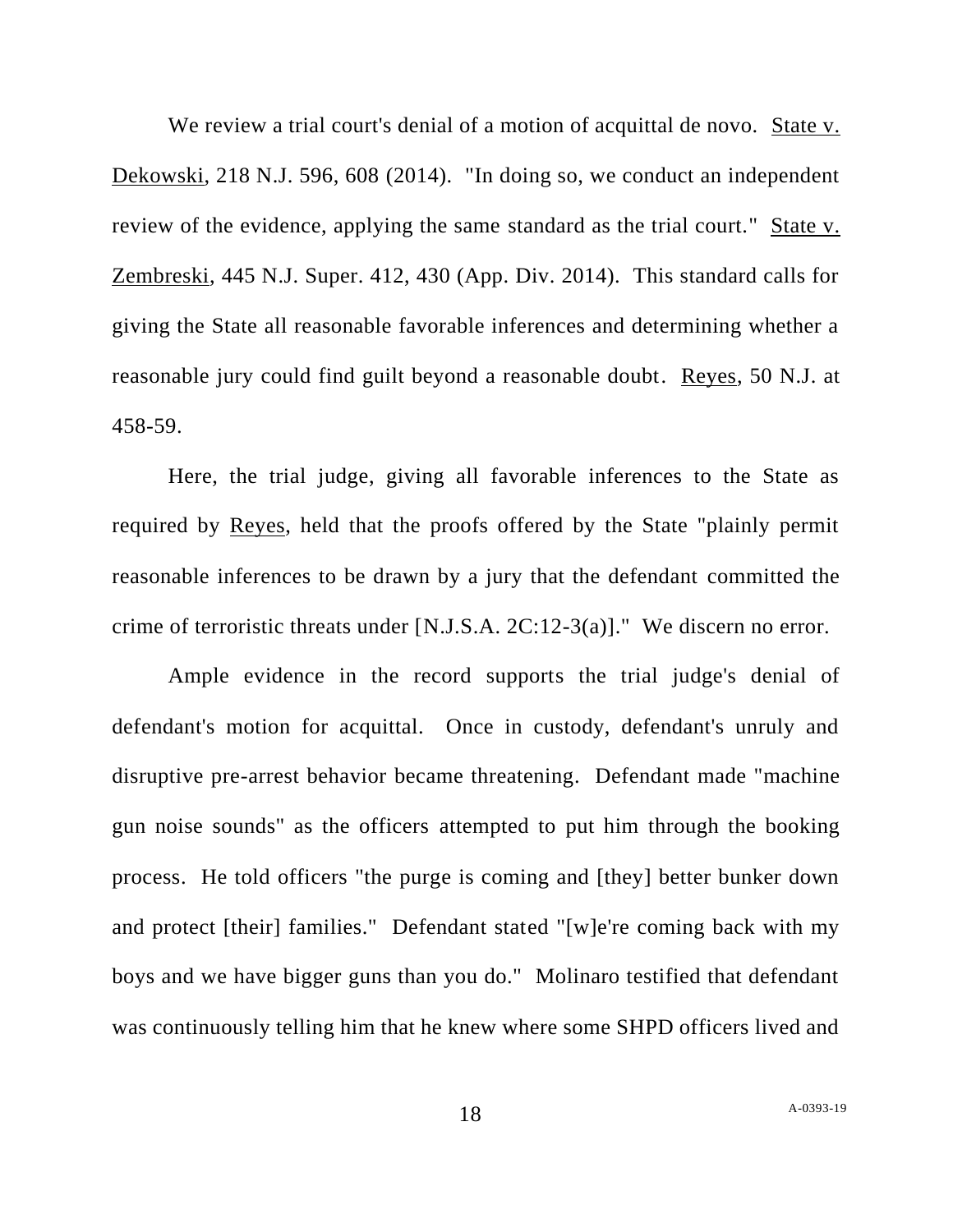We review a trial court's denial of a motion of acquittal de novo. State v. Dekowski, 218 N.J. 596, 608 (2014). "In doing so, we conduct an independent review of the evidence, applying the same standard as the trial court." State v. Zembreski, 445 N.J. Super. 412, 430 (App. Div. 2014). This standard calls for giving the State all reasonable favorable inferences and determining whether a reasonable jury could find guilt beyond a reasonable doubt. Reyes, 50 N.J. at 458-59.

Here, the trial judge, giving all favorable inferences to the State as required by Reyes, held that the proofs offered by the State "plainly permit reasonable inferences to be drawn by a jury that the defendant committed the crime of terroristic threats under [N.J.S.A. 2C:12-3(a)]." We discern no error.

Ample evidence in the record supports the trial judge's denial of defendant's motion for acquittal. Once in custody, defendant's unruly and disruptive pre-arrest behavior became threatening. Defendant made "machine gun noise sounds" as the officers attempted to put him through the booking process. He told officers "the purge is coming and [they] better bunker down and protect [their] families." Defendant stated "[w]e're coming back with my boys and we have bigger guns than you do." Molinaro testified that defendant was continuously telling him that he knew where some SHPD officers lived and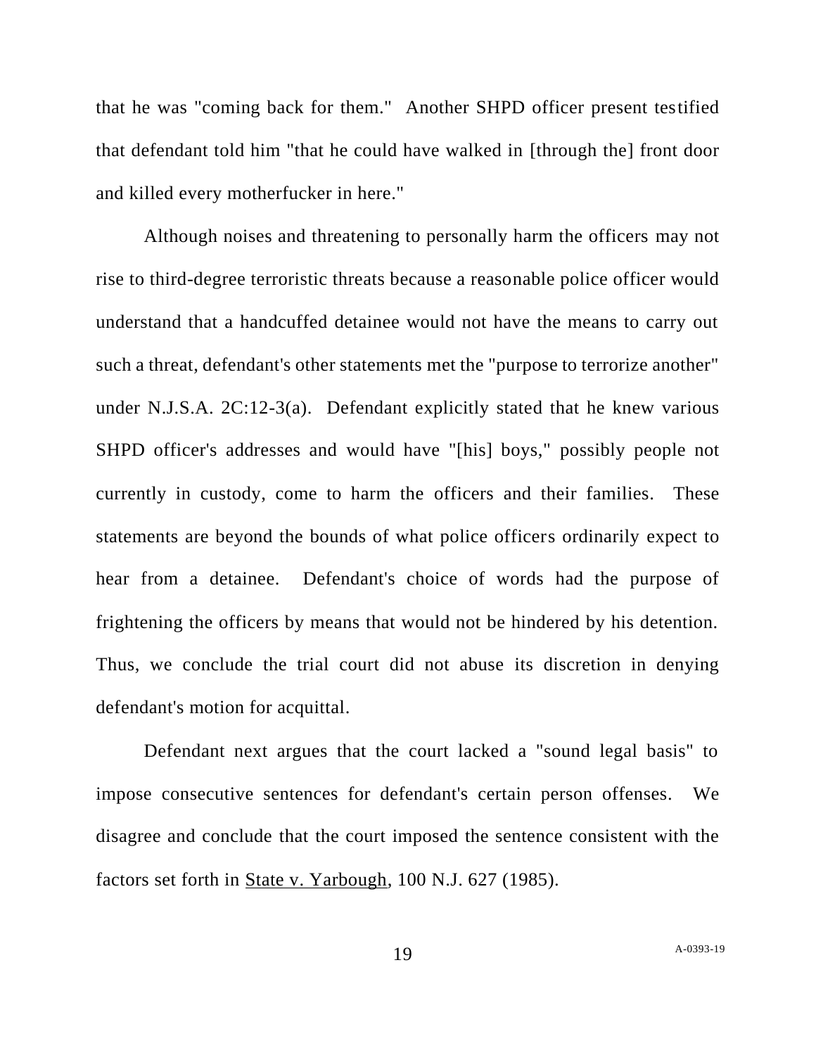that he was "coming back for them." Another SHPD officer present testified that defendant told him "that he could have walked in [through the] front door and killed every motherfucker in here."

Although noises and threatening to personally harm the officers may not rise to third-degree terroristic threats because a reasonable police officer would understand that a handcuffed detainee would not have the means to carry out such a threat, defendant's other statements met the "purpose to terrorize another" under N.J.S.A. 2C:12-3(a). Defendant explicitly stated that he knew various SHPD officer's addresses and would have "[his] boys," possibly people not currently in custody, come to harm the officers and their families. These statements are beyond the bounds of what police officers ordinarily expect to hear from a detainee. Defendant's choice of words had the purpose of frightening the officers by means that would not be hindered by his detention. Thus, we conclude the trial court did not abuse its discretion in denying defendant's motion for acquittal.

Defendant next argues that the court lacked a "sound legal basis" to impose consecutive sentences for defendant's certain person offenses. We disagree and conclude that the court imposed the sentence consistent with the factors set forth in State v. Yarbough, 100 N.J. 627 (1985).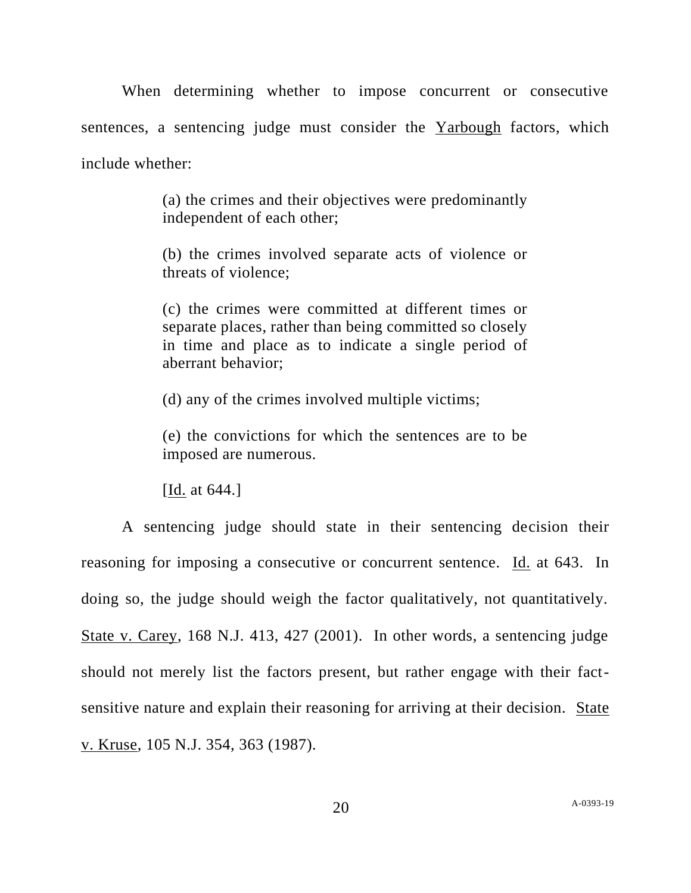When determining whether to impose concurrent or consecutive sentences, a sentencing judge must consider the Yarbough factors, which include whether:

> (a) the crimes and their objectives were predominantly independent of each other;
>
> (b) the crimes involved separate acts of violence or threats of violence;
>
> (c) the crimes were committed at different times or separate places, rather than being committed so closely in time and place as to indicate a single period of aberrant behavior;
>
> (d) any of the crimes involved multiple victims;
>
> (e) the convictions for which the sentences are to be imposed are numerous.
>
> [Id. at 644.]

A sentencing judge should state in their sentencing decision their reasoning for imposing a consecutive or concurrent sentence. Id. at 643. In doing so, the judge should weigh the factor qualitatively, not quantitatively. State v. Carey, 168 N.J. 413, 427 (2001). In other words, a sentencing judge should not merely list the factors present, but rather engage with their fact-sensitive nature and explain their reasoning for arriving at their decision. State v. Kruse, 105 N.J. 354, 363 (1987).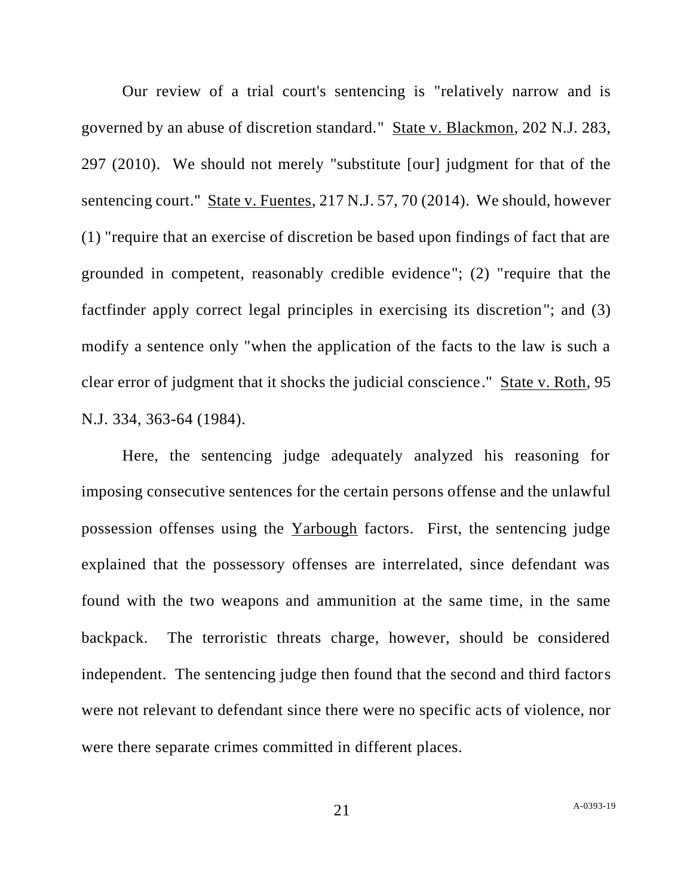Our review of a trial court's sentencing is "relatively narrow and is governed by an abuse of discretion standard." State v. Blackmon, 202 N.J. 283, 297 (2010). We should not merely "substitute [our] judgment for that of the sentencing court." State v. Fuentes, 217 N.J. 57, 70 (2014). We should, however (1) "require that an exercise of discretion be based upon findings of fact that are grounded in competent, reasonably credible evidence"; (2) "require that the factfinder apply correct legal principles in exercising its discretion"; and (3) modify a sentence only "when the application of the facts to the law is such a clear error of judgment that it shocks the judicial conscience." State v. Roth, 95 N.J. 334, 363-64 (1984).

Here, the sentencing judge adequately analyzed his reasoning for imposing consecutive sentences for the certain persons offense and the unlawful possession offenses using the Yarbough factors. First, the sentencing judge explained that the possessory offenses are interrelated, since defendant was found with the two weapons and ammunition at the same time, in the same backpack. The terroristic threats charge, however, should be considered independent. The sentencing judge then found that the second and third factors were not relevant to defendant since there were no specific acts of violence, nor were there separate crimes committed in different places.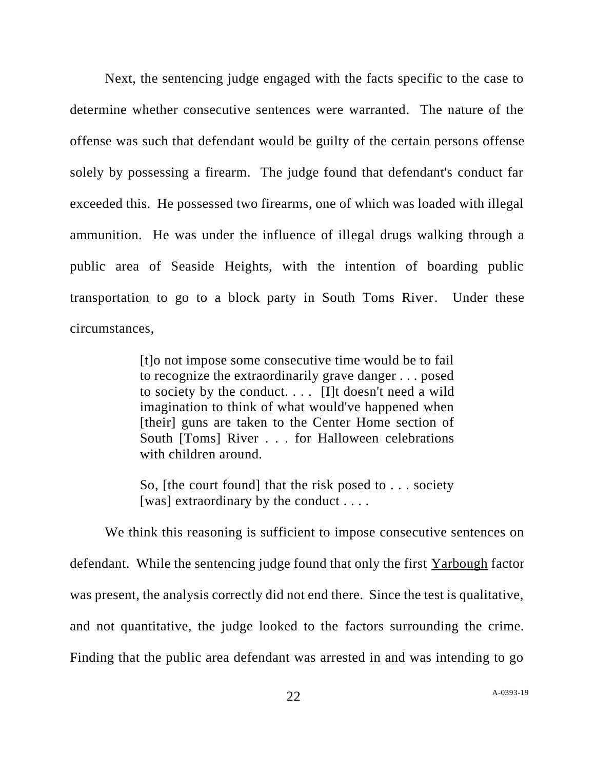Next, the sentencing judge engaged with the facts specific to the case to determine whether consecutive sentences were warranted. The nature of the offense was such that defendant would be guilty of the certain persons offense solely by possessing a firearm. The judge found that defendant's conduct far exceeded this. He possessed two firearms, one of which was loaded with illegal ammunition. He was under the influence of illegal drugs walking through a public area of Seaside Heights, with the intention of boarding public transportation to go to a block party in South Toms River. Under these circumstances,

> [t]o not impose some consecutive time would be to fail to recognize the extraordinarily grave danger . . . posed to society by the conduct. . . . [I]t doesn't need a wild imagination to think of what would've happened when [their] guns are taken to the Center Home section of South [Toms] River . . . for Halloween celebrations with children around.
>
> So, [the court found] that the risk posed to . . . society [was] extraordinary by the conduct . . . .

We think this reasoning is sufficient to impose consecutive sentences on defendant. While the sentencing judge found that only the first Yarbough factor was present, the analysis correctly did not end there. Since the test is qualitative, and not quantitative, the judge looked to the factors surrounding the crime. Finding that the public area defendant was arrested in and was intending to go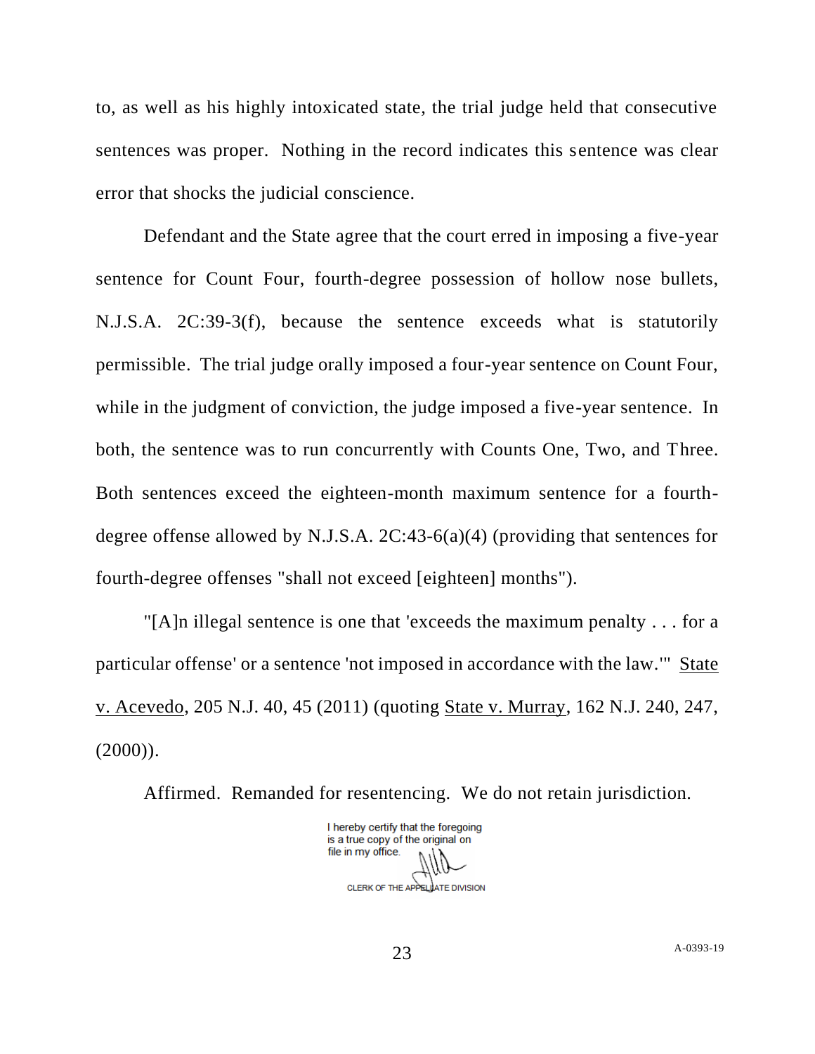to, as well as his highly intoxicated state, the trial judge held that consecutive sentences was proper. Nothing in the record indicates this sentence was clear error that shocks the judicial conscience.

Defendant and the State agree that the court erred in imposing a five-year sentence for Count Four, fourth-degree possession of hollow nose bullets, N.J.S.A. 2C:39-3(f), because the sentence exceeds what is statutorily permissible. The trial judge orally imposed a four-year sentence on Count Four, while in the judgment of conviction, the judge imposed a five-year sentence. In both, the sentence was to run concurrently with Counts One, Two, and Three. Both sentences exceed the eighteen-month maximum sentence for a fourth-degree offense allowed by N.J.S.A. 2C:43-6(a)(4) (providing that sentences for fourth-degree offenses "shall not exceed [eighteen] months").

"[A]n illegal sentence is one that 'exceeds the maximum penalty . . . for a particular offense' or a sentence 'not imposed in accordance with the law.'" State v. Acevedo, 205 N.J. 40, 45 (2011) (quoting State v. Murray, 162 N.J. 240, 247, (2000)).

Affirmed. Remanded for resentencing. We do not retain jurisdiction.

I hereby certify that the foregoing is a true copy of the original on file in my office.

CLERK OF THE APPELLATE DIVISION